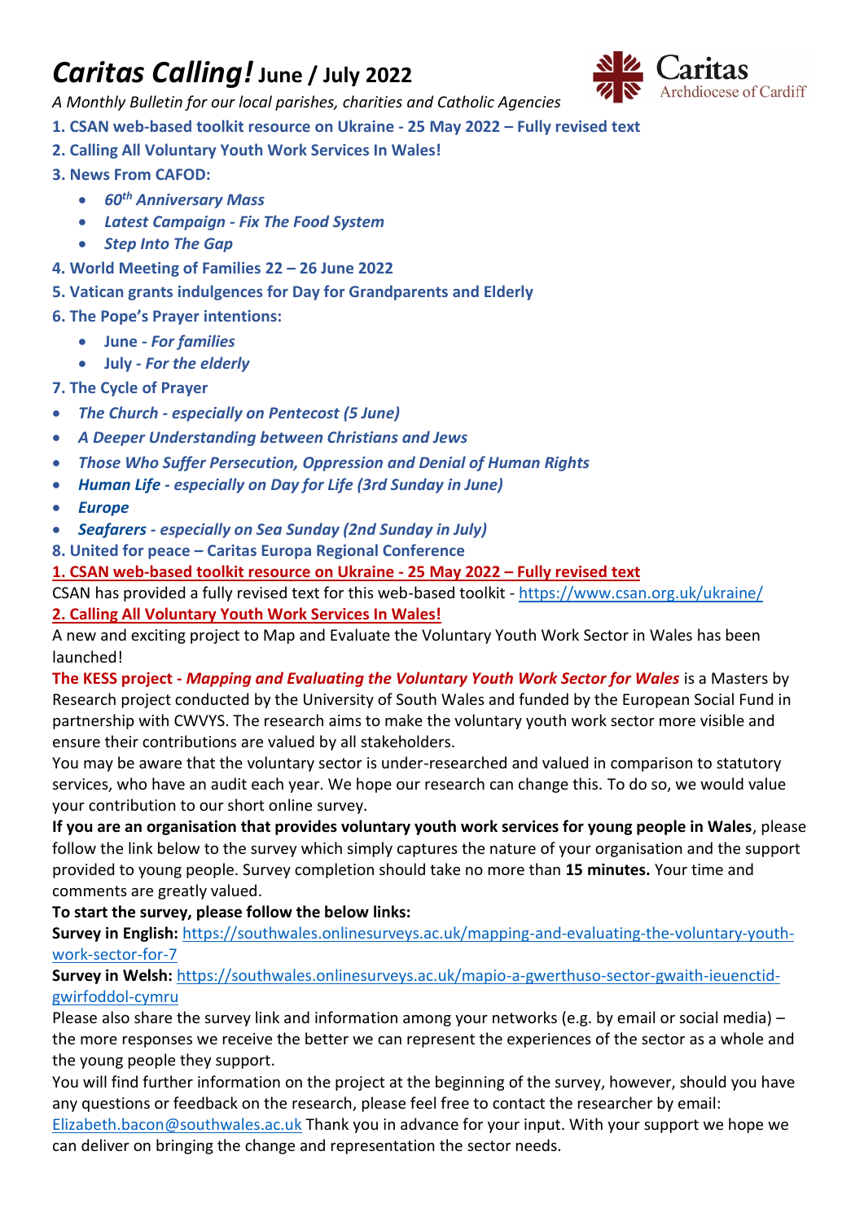# *Caritas Calling!* June / July 2022

Caritas Archdiocese of Cardiff

*A Monthly Bulletin for our local parishes, charities and Catholic Agencies*

**1. CSAN web-based toolkit resource on Ukraine - 25 May 2022 – Fully revised text**

**2. Calling All Voluntary Youth Work Services In Wales!**

**3. News From CAFOD:**

- ***60th Anniversary Mass***
- ***Latest Campaign - Fix The Food System***
- ***Step Into The Gap***

**4. World Meeting of Families 22 – 26 June 2022**

**5. Vatican grants indulgences for Day for Grandparents and Elderly**

**6. The Pope's Prayer intentions:**

- **June -** ***For families***
- **July -** ***For the elderly***

**7. The Cycle of Prayer**

- ***The Church - especially on Pentecost (5 June)***
- ***A Deeper Understanding between Christians and Jews***
- ***Those Who Suffer Persecution, Oppression and Denial of Human Rights***
- ***Human Life - especially on Day for Life (3rd Sunday in June)***
- ***Europe***
- ***Seafarers - especially on Sea Sunday (2nd Sunday in July)***

**8. United for peace – Caritas Europa Regional Conference**

## 1. CSAN web-based toolkit resource on Ukraine - 25 May 2022 – Fully revised text

CSAN has provided a fully revised text for this web-based toolkit - https://www.csan.org.uk/ukraine/

## 2. Calling All Voluntary Youth Work Services In Wales!

A new and exciting project to Map and Evaluate the Voluntary Youth Work Sector in Wales has been launched!

**The KESS project -** ***Mapping and Evaluating the Voluntary Youth Work Sector for Wales*** is a Masters by Research project conducted by the University of South Wales and funded by the European Social Fund in partnership with CWVYS. The research aims to make the voluntary youth work sector more visible and ensure their contributions are valued by all stakeholders.

You may be aware that the voluntary sector is under-researched and valued in comparison to statutory services, who have an audit each year. We hope our research can change this. To do so, we would value your contribution to our short online survey.

**If you are an organisation that provides voluntary youth work services for young people in Wales**, please follow the link below to the survey which simply captures the nature of your organisation and the support provided to young people. Survey completion should take no more than **15 minutes.** Your time and comments are greatly valued.

**To start the survey, please follow the below links:**

**Survey in English:** https://southwales.onlinesurveys.ac.uk/mapping-and-evaluating-the-voluntary-youth-work-sector-for-7

**Survey in Welsh:** https://southwales.onlinesurveys.ac.uk/mapio-a-gwerthuso-sector-gwaith-ieuenctid-gwirfoddol-cymru

Please also share the survey link and information among your networks (e.g. by email or social media) – the more responses we receive the better we can represent the experiences of the sector as a whole and the young people they support.

You will find further information on the project at the beginning of the survey, however, should you have any questions or feedback on the research, please feel free to contact the researcher by email: Elizabeth.bacon@southwales.ac.uk Thank you in advance for your input. With your support we hope we can deliver on bringing the change and representation the sector needs.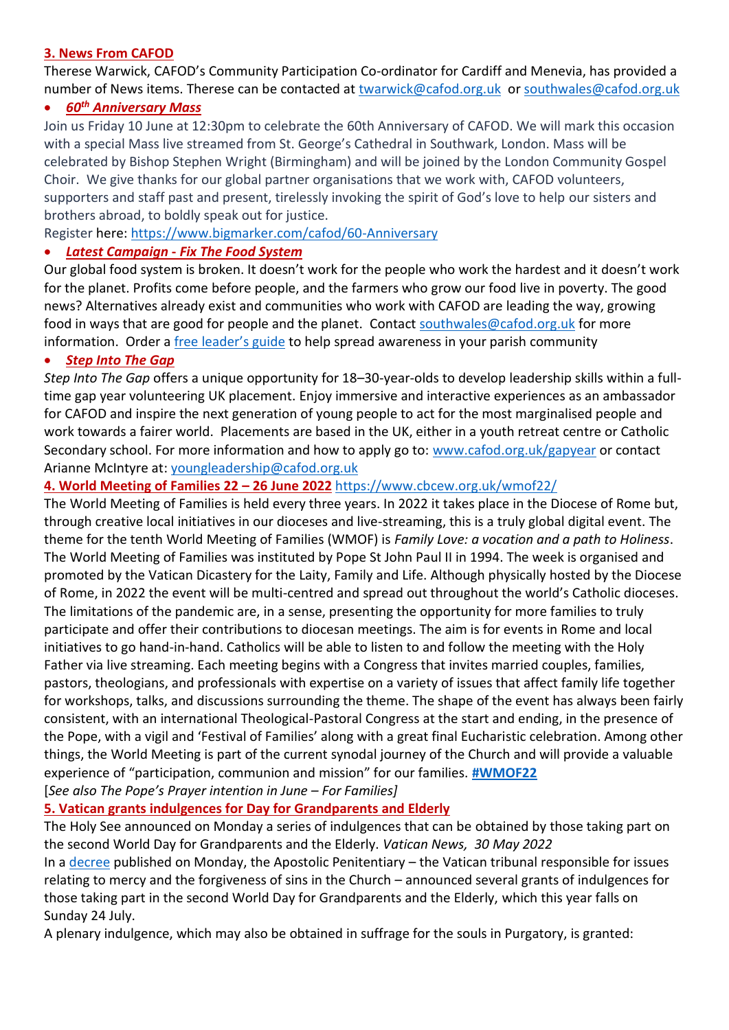## 3. News From CAFOD

Therese Warwick, CAFOD's Community Participation Co-ordinator for Cardiff and Menevia, has provided a number of News items. Therese can be contacted at twarwick@cafod.org.uk or southwales@cafod.org.uk

- ***60th Anniversary Mass***

Join us Friday 10 June at 12:30pm to celebrate the 60th Anniversary of CAFOD. We will mark this occasion with a special Mass live streamed from St. George's Cathedral in Southwark, London. Mass will be celebrated by Bishop Stephen Wright (Birmingham) and will be joined by the London Community Gospel Choir. We give thanks for our global partner organisations that we work with, CAFOD volunteers, supporters and staff past and present, tirelessly invoking the spirit of God's love to help our sisters and brothers abroad, to boldly speak out for justice.

Register here: https://www.bigmarker.com/cafod/60-Anniversary

- ***Latest Campaign - Fix The Food System***

Our global food system is broken. It doesn't work for the people who work the hardest and it doesn't work for the planet. Profits come before people, and the farmers who grow our food live in poverty. The good news? Alternatives already exist and communities who work with CAFOD are leading the way, growing food in ways that are good for people and the planet. Contact southwales@cafod.org.uk for more information. Order a free leader's guide to help spread awareness in your parish community

- ***Step Into The Gap***

*Step Into The Gap* offers a unique opportunity for 18–30-year-olds to develop leadership skills within a full-time gap year volunteering UK placement. Enjoy immersive and interactive experiences as an ambassador for CAFOD and inspire the next generation of young people to act for the most marginalised people and work towards a fairer world. Placements are based in the UK, either in a youth retreat centre or Catholic Secondary school. For more information and how to apply go to: www.cafod.org.uk/gapyear or contact Arianne McIntyre at: youngleadership@cafod.org.uk

## 4. World Meeting of Families 22 – 26 June 2022 https://www.cbcew.org.uk/wmof22/

The World Meeting of Families is held every three years. In 2022 it takes place in the Diocese of Rome but, through creative local initiatives in our dioceses and live-streaming, this is a truly global digital event. The theme for the tenth World Meeting of Families (WMOF) is *Family Love: a vocation and a path to Holiness*. The World Meeting of Families was instituted by Pope St John Paul II in 1994. The week is organised and promoted by the Vatican Dicastery for the Laity, Family and Life. Although physically hosted by the Diocese of Rome, in 2022 the event will be multi-centred and spread out throughout the world's Catholic dioceses. The limitations of the pandemic are, in a sense, presenting the opportunity for more families to truly participate and offer their contributions to diocesan meetings. The aim is for events in Rome and local initiatives to go hand-in-hand. Catholics will be able to listen to and follow the meeting with the Holy Father via live streaming. Each meeting begins with a Congress that invites married couples, families, pastors, theologians, and professionals with expertise on a variety of issues that affect family life together for workshops, talks, and discussions surrounding the theme. The shape of the event has always been fairly consistent, with an international Theological-Pastoral Congress at the start and ending, in the presence of the Pope, with a vigil and 'Festival of Families' along with a great final Eucharistic celebration. Among other things, the World Meeting is part of the current synodal journey of the Church and will provide a valuable experience of "participation, communion and mission" for our families. **#WMOF22**

[*See also The Pope's Prayer intention in June – For Families*]

## 5. Vatican grants indulgences for Day for Grandparents and Elderly

The Holy See announced on Monday a series of indulgences that can be obtained by those taking part on the second World Day for Grandparents and the Elderly. *Vatican News, 30 May 2022*

In a decree published on Monday, the Apostolic Penitentiary – the Vatican tribunal responsible for issues relating to mercy and the forgiveness of sins in the Church – announced several grants of indulgences for those taking part in the second World Day for Grandparents and the Elderly, which this year falls on Sunday 24 July.

A plenary indulgence, which may also be obtained in suffrage for the souls in Purgatory, is granted: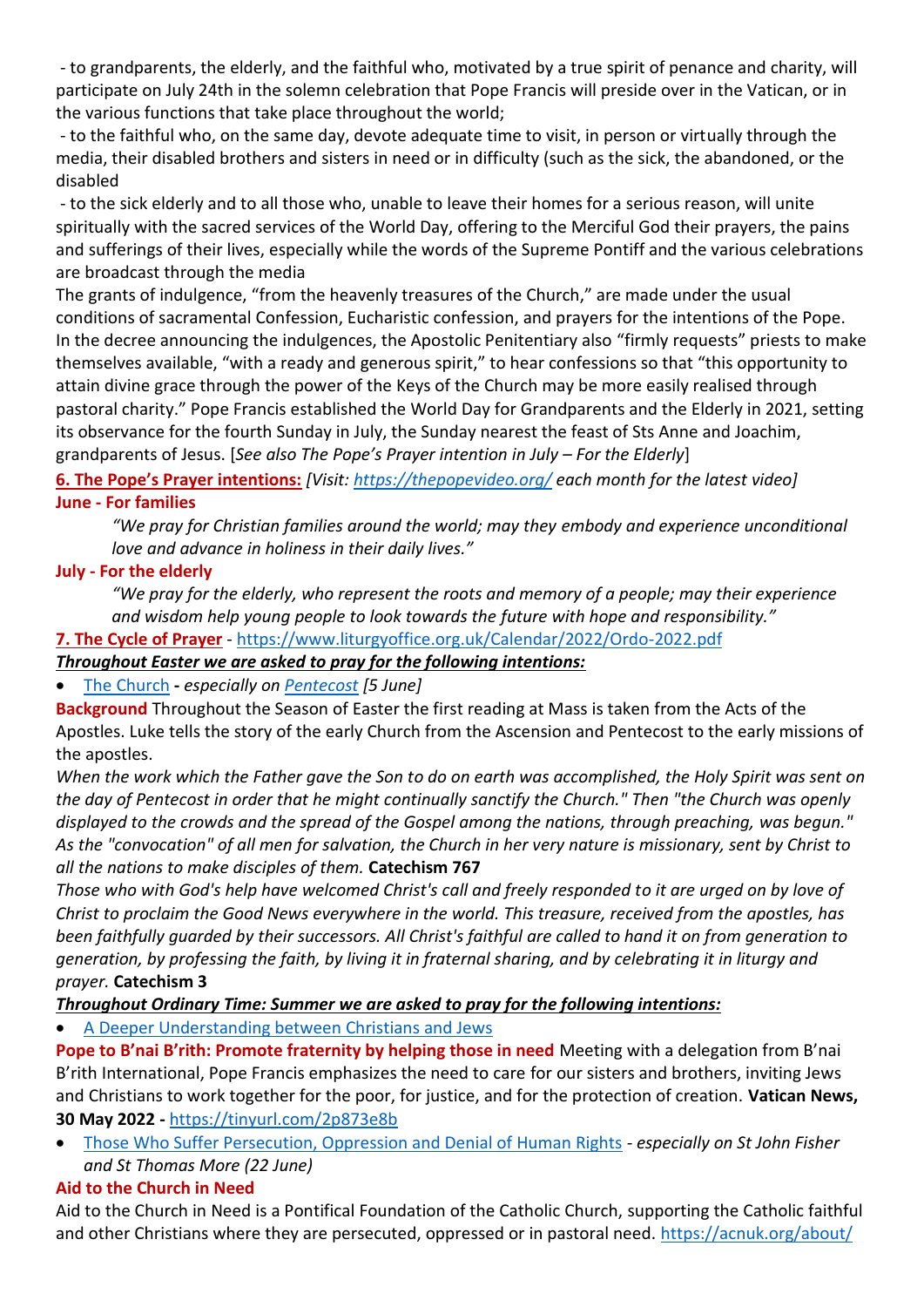- to grandparents, the elderly, and the faithful who, motivated by a true spirit of penance and charity, will participate on July 24th in the solemn celebration that Pope Francis will preside over in the Vatican, or in the various functions that take place throughout the world;

- to the faithful who, on the same day, devote adequate time to visit, in person or virtually through the media, their disabled brothers and sisters in need or in difficulty (such as the sick, the abandoned, or the disabled

- to the sick elderly and to all those who, unable to leave their homes for a serious reason, will unite spiritually with the sacred services of the World Day, offering to the Merciful God their prayers, the pains and sufferings of their lives, especially while the words of the Supreme Pontiff and the various celebrations are broadcast through the media

The grants of indulgence, "from the heavenly treasures of the Church," are made under the usual conditions of sacramental Confession, Eucharistic confession, and prayers for the intentions of the Pope. In the decree announcing the indulgences, the Apostolic Penitentiary also "firmly requests" priests to make themselves available, "with a ready and generous spirit," to hear confessions so that "this opportunity to attain divine grace through the power of the Keys of the Church may be more easily realised through pastoral charity." Pope Francis established the World Day for Grandparents and the Elderly in 2021, setting its observance for the fourth Sunday in July, the Sunday nearest the feast of Sts Anne and Joachim, grandparents of Jesus. [*See also The Pope's Prayer intention in July – For the Elderly*]

**6. The Pope's Prayer intentions:** *[Visit: https://thepopevideo.org/ each month for the latest video]*

**June - For families**

> *"We pray for Christian families around the world; may they embody and experience unconditional love and advance in holiness in their daily lives."*

**July - For the elderly**

> *"We pray for the elderly, who represent the roots and memory of a people; may their experience and wisdom help young people to look towards the future with hope and responsibility."*

**7. The Cycle of Prayer** - https://www.liturgyoffice.org.uk/Calendar/2022/Ordo-2022.pdf

***Throughout Easter we are asked to pray for the following intentions:***

- The Church **-** *especially on Pentecost [5 June]*

**Background** Throughout the Season of Easter the first reading at Mass is taken from the Acts of the Apostles. Luke tells the story of the early Church from the Ascension and Pentecost to the early missions of the apostles.

*When the work which the Father gave the Son to do on earth was accomplished, the Holy Spirit was sent on the day of Pentecost in order that he might continually sanctify the Church." Then "the Church was openly displayed to the crowds and the spread of the Gospel among the nations, through preaching, was begun." As the "convocation" of all men for salvation, the Church in her very nature is missionary, sent by Christ to all the nations to make disciples of them.* **Catechism 767**

*Those who with God's help have welcomed Christ's call and freely responded to it are urged on by love of Christ to proclaim the Good News everywhere in the world. This treasure, received from the apostles, has been faithfully guarded by their successors. All Christ's faithful are called to hand it on from generation to generation, by professing the faith, by living it in fraternal sharing, and by celebrating it in liturgy and prayer.* **Catechism 3**

***Throughout Ordinary Time: Summer we are asked to pray for the following intentions:***

- A Deeper Understanding between Christians and Jews

**Pope to B'nai B'rith: Promote fraternity by helping those in need** Meeting with a delegation from B'nai B'rith International, Pope Francis emphasizes the need to care for our sisters and brothers, inviting Jews and Christians to work together for the poor, for justice, and for the protection of creation. **Vatican News, 30 May 2022 -** https://tinyurl.com/2p873e8b

- Those Who Suffer Persecution, Oppression and Denial of Human Rights - *especially on St John Fisher and St Thomas More (22 June)*

**Aid to the Church in Need**

Aid to the Church in Need is a Pontifical Foundation of the Catholic Church, supporting the Catholic faithful and other Christians where they are persecuted, oppressed or in pastoral need. https://acnuk.org/about/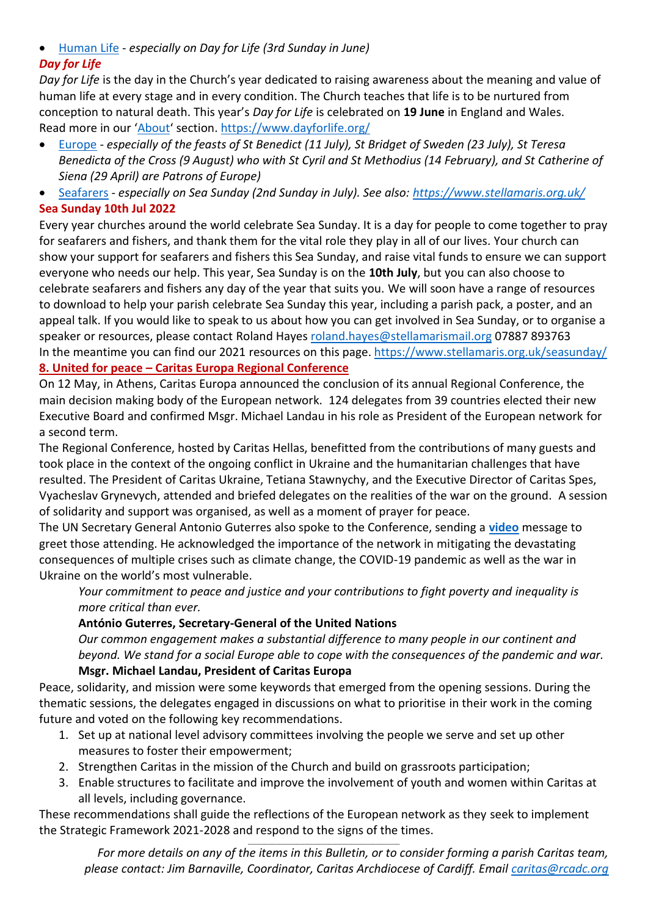- [Human Life](#) - *especially on Day for Life (3rd Sunday in June)*

***Day for Life***

*Day for Life* is the day in the Church's year dedicated to raising awareness about the meaning and value of human life at every stage and in every condition. The Church teaches that life is to be nurtured from conception to natural death. This year's *Day for Life* is celebrated on **19 June** in England and Wales. Read more in our '[About](#)' section. https://www.dayforlife.org/

- [Europe](#) - *especially of the feasts of St Benedict (11 July), St Bridget of Sweden (23 July), St Teresa Benedicta of the Cross (9 August) who with St Cyril and St Methodius (14 February), and St Catherine of Siena (29 April) are Patrons of Europe)*
- [Seafarers](#) - *especially on Sea Sunday (2nd Sunday in July). See also: https://www.stellamaris.org.uk/*

**Sea Sunday 10th Jul 2022**

Every year churches around the world celebrate Sea Sunday. It is a day for people to come together to pray for seafarers and fishers, and thank them for the vital role they play in all of our lives. Your church can show your support for seafarers and fishers this Sea Sunday, and raise vital funds to ensure we can support everyone who needs our help. This year, Sea Sunday is on the **10th July**, but you can also choose to celebrate seafarers and fishers any day of the year that suits you. We will soon have a range of resources to download to help your parish celebrate Sea Sunday this year, including a parish pack, a poster, and an appeal talk. If you would like to speak to us about how you can get involved in Sea Sunday, or to organise a speaker or resources, please contact Roland Hayes roland.hayes@stellamarismail.org 07887 893763
In the meantime you can find our 2021 resources on this page. https://www.stellamaris.org.uk/seasunday/

## 8. United for peace – Caritas Europa Regional Conference

On 12 May, in Athens, Caritas Europa announced the conclusion of its annual Regional Conference, the main decision making body of the European network. 124 delegates from 39 countries elected their new Executive Board and confirmed Msgr. Michael Landau in his role as President of the European network for a second term.

The Regional Conference, hosted by Caritas Hellas, benefitted from the contributions of many guests and took place in the context of the ongoing conflict in Ukraine and the humanitarian challenges that have resulted. The President of Caritas Ukraine, Tetiana Stawnychy, and the Executive Director of Caritas Spes, Vyacheslav Grynevych, attended and briefed delegates on the realities of the war on the ground. A session of solidarity and support was organised, as well as a moment of prayer for peace.

The UN Secretary General Antonio Guterres also spoke to the Conference, sending a **[video](#)** message to greet those attending. He acknowledged the importance of the network in mitigating the devastating consequences of multiple crises such as climate change, the COVID-19 pandemic as well as the war in Ukraine on the world's most vulnerable.

> *Your commitment to peace and justice and your contributions to fight poverty and inequality is more critical than ever.*
> **António Guterres, Secretary-General of the United Nations**
> *Our common engagement makes a substantial difference to many people in our continent and beyond. We stand for a social Europe able to cope with the consequences of the pandemic and war.*
> **Msgr. Michael Landau, President of Caritas Europa**

Peace, solidarity, and mission were some keywords that emerged from the opening sessions. During the thematic sessions, the delegates engaged in discussions on what to prioritise in their work in the coming future and voted on the following key recommendations.

1. Set up at national level advisory committees involving the people we serve and set up other measures to foster their empowerment;
2. Strengthen Caritas in the mission of the Church and build on grassroots participation;
3. Enable structures to facilitate and improve the involvement of youth and women within Caritas at all levels, including governance.

These recommendations shall guide the reflections of the European network as they seek to implement the Strategic Framework 2021-2028 and respond to the signs of the times.

---

*For more details on any of the items in this Bulletin, or to consider forming a parish Caritas team, please contact: Jim Barnaville, Coordinator, Caritas Archdiocese of Cardiff. Email caritas@rcadc.org*